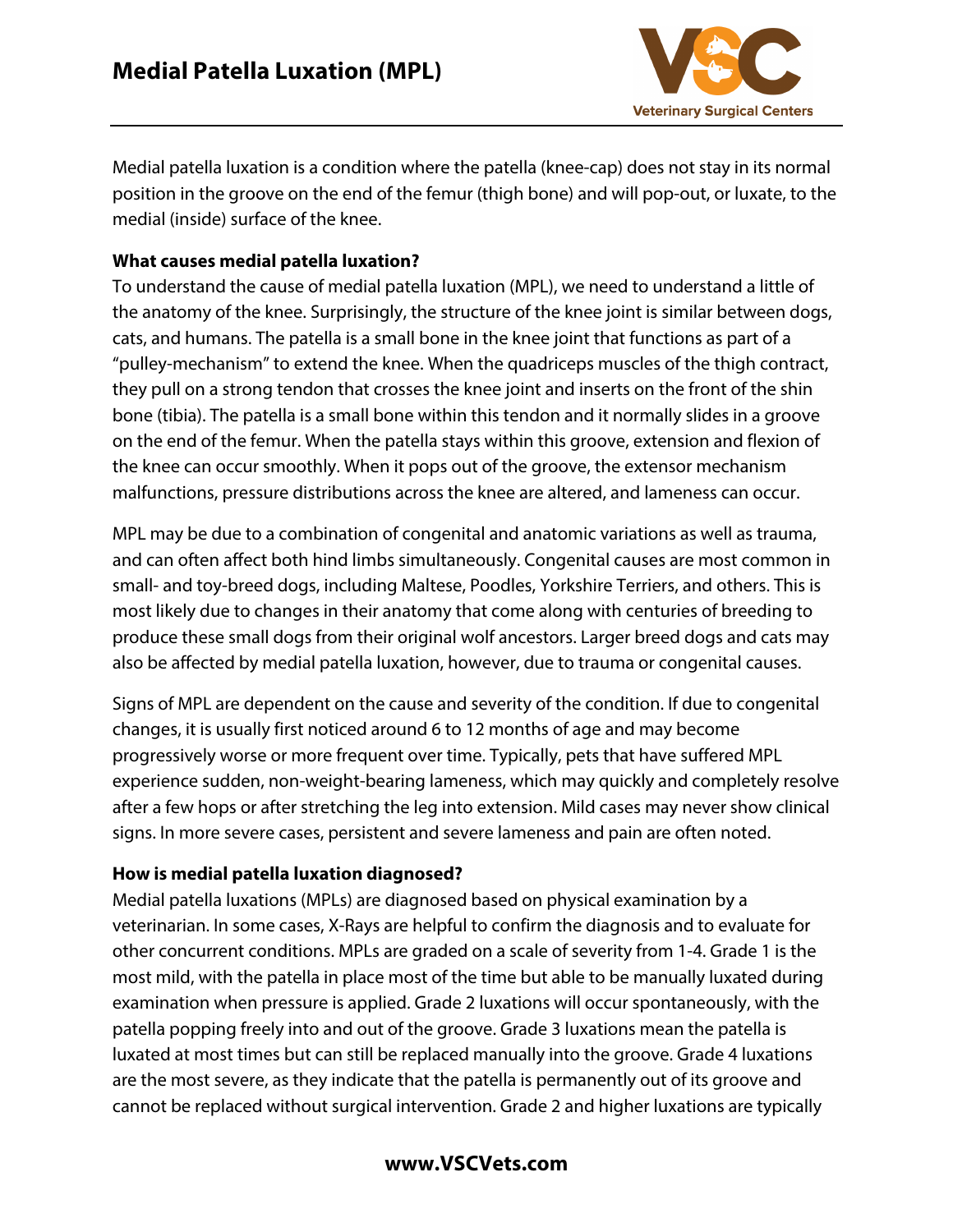# Medial Patella Luxation (MPL)

Medial patella luxation is a condition where the patella (knee-cap) does not stay in its normal position in the groove on the end of the femur (thigh bone) and will pop-out, or luxate, to the medial (inside) surface of the knee.

**What causes medial patella luxation?**

To understand the cause of medial patella luxation (MPL), we need to understand a little of the anatomy of the knee. Surprisingly, the structure of the knee joint is similar between dogs, cats, and humans. The patella is a small bone in the knee joint that functions as part of a "pulley-mechanism" to extend the knee. When the quadriceps muscles of the thigh contract, they pull on a strong tendon that crosses the knee joint and inserts on the front of the shin bone (tibia). The patella is a small bone within this tendon and it normally slides in a groove on the end of the femur. When the patella stays within this groove, extension and flexion of the knee can occur smoothly. When it pops out of the groove, the extensor mechanism malfunctions, pressure distributions across the knee are altered, and lameness can occur.

MPL may be due to a combination of congenital and anatomic variations as well as trauma, and can often affect both hind limbs simultaneously. Congenital causes are most common in small- and toy-breed dogs, including Maltese, Poodles, Yorkshire Terriers, and others. This is most likely due to changes in their anatomy that come along with centuries of breeding to produce these small dogs from their original wolf ancestors. Larger breed dogs and cats may also be affected by medial patella luxation, however, due to trauma or congenital causes.

Signs of MPL are dependent on the cause and severity of the condition. If due to congenital changes, it is usually first noticed around 6 to 12 months of age and may become progressively worse or more frequent over time. Typically, pets that have suffered MPL experience sudden, non-weight-bearing lameness, which may quickly and completely resolve after a few hops or after stretching the leg into extension. Mild cases may never show clinical signs. In more severe cases, persistent and severe lameness and pain are often noted.

**How is medial patella luxation diagnosed?**

Medial patella luxations (MPLs) are diagnosed based on physical examination by a veterinarian. In some cases, X-Rays are helpful to confirm the diagnosis and to evaluate for other concurrent conditions. MPLs are graded on a scale of severity from 1-4. Grade 1 is the most mild, with the patella in place most of the time but able to be manually luxated during examination when pressure is applied. Grade 2 luxations will occur spontaneously, with the patella popping freely into and out of the groove. Grade 3 luxations mean the patella is luxated at most times but can still be replaced manually into the groove. Grade 4 luxations are the most severe, as they indicate that the patella is permanently out of its groove and cannot be replaced without surgical intervention. Grade 2 and higher luxations are typically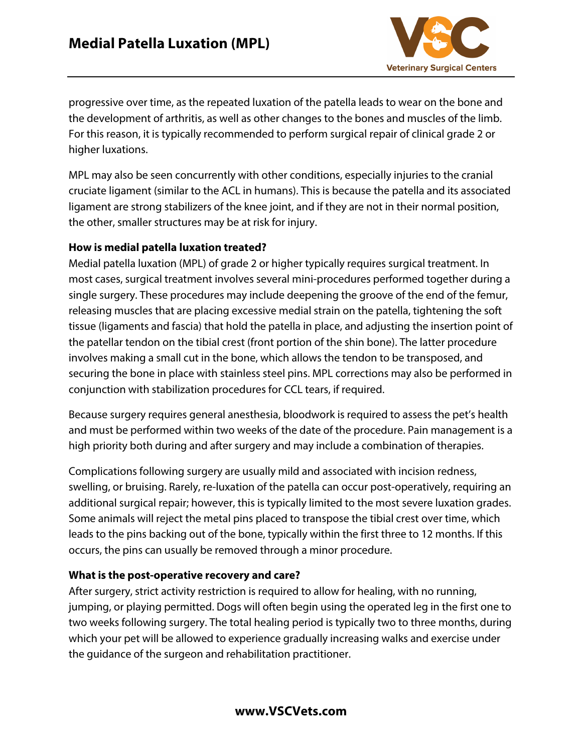progressive over time, as the repeated luxation of the patella leads to wear on the bone and the development of arthritis, as well as other changes to the bones and muscles of the limb. For this reason, it is typically recommended to perform surgical repair of clinical grade 2 or higher luxations.

MPL may also be seen concurrently with other conditions, especially injuries to the cranial cruciate ligament (similar to the ACL in humans). This is because the patella and its associated ligament are strong stabilizers of the knee joint, and if they are not in their normal position, the other, smaller structures may be at risk for injury.

**How is medial patella luxation treated?**

Medial patella luxation (MPL) of grade 2 or higher typically requires surgical treatment. In most cases, surgical treatment involves several mini-procedures performed together during a single surgery. These procedures may include deepening the groove of the end of the femur, releasing muscles that are placing excessive medial strain on the patella, tightening the soft tissue (ligaments and fascia) that hold the patella in place, and adjusting the insertion point of the patellar tendon on the tibial crest (front portion of the shin bone). The latter procedure involves making a small cut in the bone, which allows the tendon to be transposed, and securing the bone in place with stainless steel pins. MPL corrections may also be performed in conjunction with stabilization procedures for CCL tears, if required.

Because surgery requires general anesthesia, bloodwork is required to assess the pet's health and must be performed within two weeks of the date of the procedure. Pain management is a high priority both during and after surgery and may include a combination of therapies.

Complications following surgery are usually mild and associated with incision redness, swelling, or bruising. Rarely, re-luxation of the patella can occur post-operatively, requiring an additional surgical repair; however, this is typically limited to the most severe luxation grades. Some animals will reject the metal pins placed to transpose the tibial crest over time, which leads to the pins backing out of the bone, typically within the first three to 12 months. If this occurs, the pins can usually be removed through a minor procedure.

**What is the post-operative recovery and care?**

After surgery, strict activity restriction is required to allow for healing, with no running, jumping, or playing permitted. Dogs will often begin using the operated leg in the first one to two weeks following surgery. The total healing period is typically two to three months, during which your pet will be allowed to experience gradually increasing walks and exercise under the guidance of the surgeon and rehabilitation practitioner.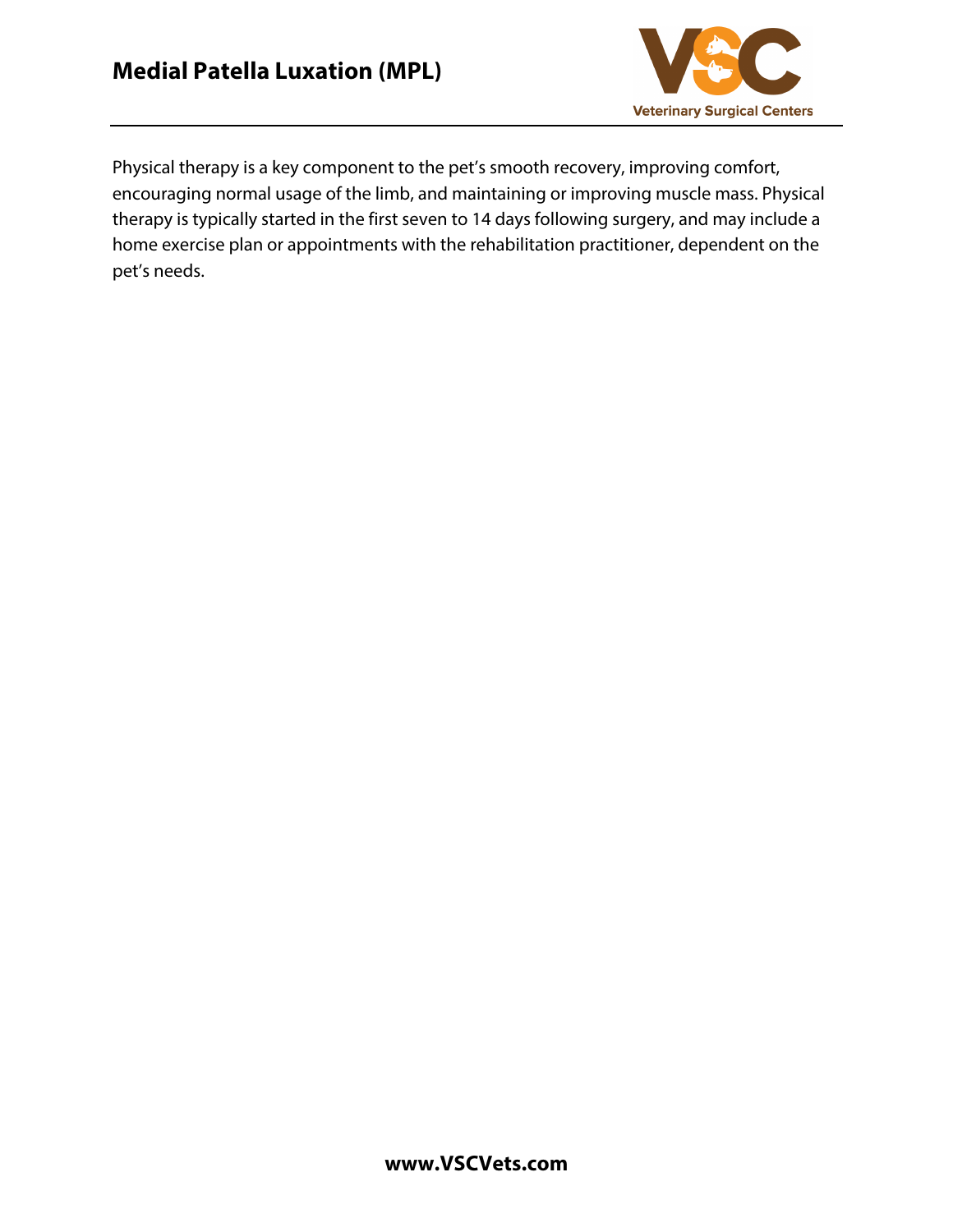Physical therapy is a key component to the pet's smooth recovery, improving comfort, encouraging normal usage of the limb, and maintaining or improving muscle mass. Physical therapy is typically started in the first seven to 14 days following surgery, and may include a home exercise plan or appointments with the rehabilitation practitioner, dependent on the pet's needs.